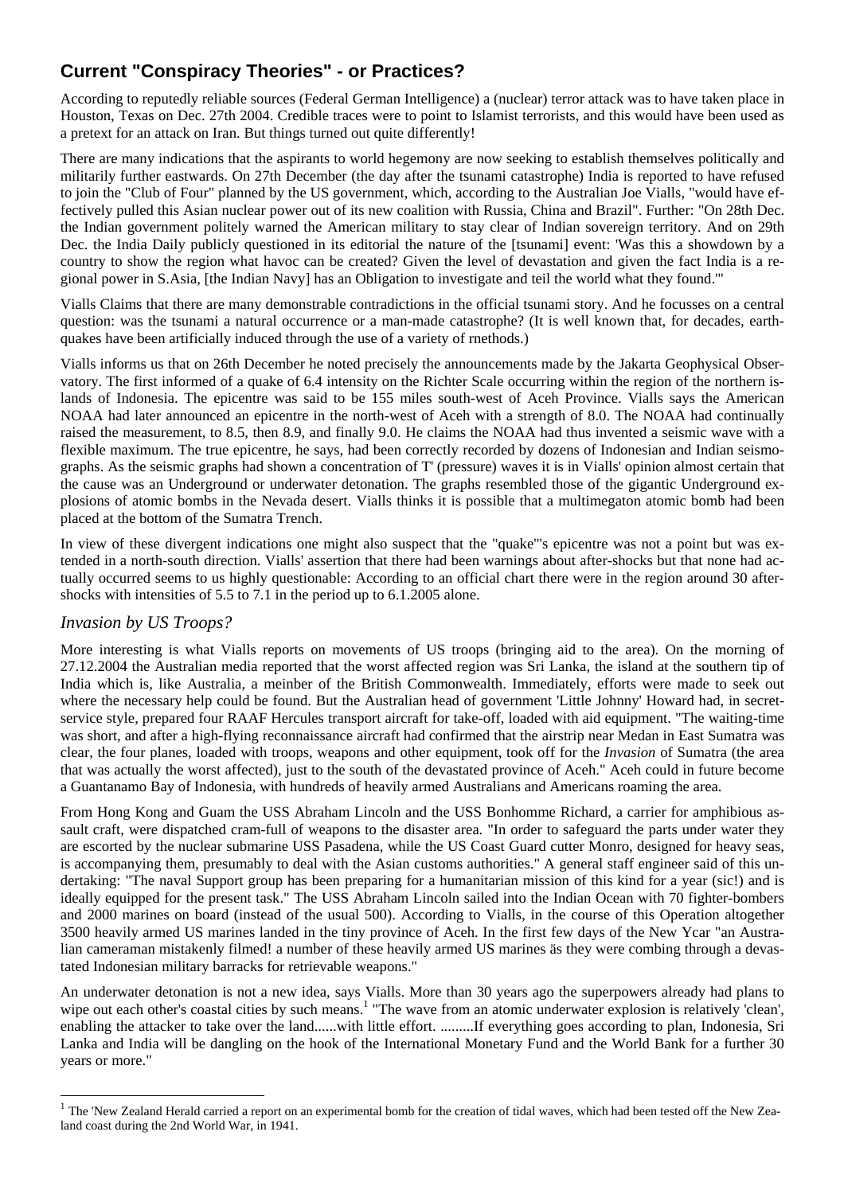## Current "Conspiracy Theories" - or Practices?

According to reputedly reliable sources (Federal German Intelligence) a (nuclear) terror attack was to have taken place in Houston, Texas on Dec. 27th 2004. Credible traces were to point to Islamist terrorists, and this would have been used as a pretext for an attack on Iran. But things turned out quite differently!

There are many indications that the aspirants to world hegemony are now seeking to establish themselves politically and militarily further eastwards. On 27th December (the day after the tsunami catastrophe) India is reported to have refused to join the "Club of Four" planned by the US government, which, according to the Australian Joe Vialls, "would have effectively pulled this Asian nuclear power out of its new coalition with Russia, China and Brazil". Further: "On 28th Dec. the Indian government politely warned the American military to stay clear of Indian sovereign territory. And on 29th Dec. the India Daily publicly questioned in its editorial the nature of the [tsunami] event: 'Was this a showdown by a country to show the region what havoc can be created? Given the level of devastation and given the fact India is a regional power in S.Asia, [the Indian Navy] has an Obligation to investigate and teil the world what they found.'"

Vialls Claims that there are many demonstrable contradictions in the official tsunami story. And he focusses on a central question: was the tsunami a natural occurrence or a man-made catastrophe? (It is well known that, for decades, earthquakes have been artificially induced through the use of a variety of rnethods.)

Vialls informs us that on 26th December he noted precisely the announcements made by the Jakarta Geophysical Observatory. The first informed of a quake of 6.4 intensity on the Richter Scale occurring within the region of the northern islands of Indonesia. The epicentre was said to be 155 miles south-west of Aceh Province. Vialls says the American NOAA had later announced an epicentre in the north-west of Aceh with a strength of 8.0. The NOAA had continually raised the measurement, to 8.5, then 8.9, and finally 9.0. He claims the NOAA had thus invented a seismic wave with a flexible maximum. The true epicentre, he says, had been correctly recorded by dozens of Indonesian and Indian seismographs. As the seismic graphs had shown a concentration of T' (pressure) waves it is in Vialls' opinion almost certain that the cause was an Underground or underwater detonation. The graphs resembled those of the gigantic Underground explosions of atomic bombs in the Nevada desert. Vialls thinks it is possible that a multimegaton atomic bomb had been placed at the bottom of the Sumatra Trench.

In view of these divergent indications one might also suspect that the "quake"'s epicentre was not a point but was extended in a north-south direction. Vialls' assertion that there had been warnings about after-shocks but that none had actually occurred seems to us highly questionable: According to an official chart there were in the region around 30 aftershocks with intensities of 5.5 to 7.1 in the period up to 6.1.2005 alone.

### *Invasion by US Troops?*

More interesting is what Vialls reports on movements of US troops (bringing aid to the area). On the morning of 27.12.2004 the Australian media reported that the worst affected region was Sri Lanka, the island at the southern tip of India which is, like Australia, a meinber of the British Commonwealth. Immediately, efforts were made to seek out where the necessary help could be found. But the Australian head of government 'Little Johnny' Howard had, in secret-service style, prepared four RAAF Hercules transport aircraft for take-off, loaded with aid equipment. "The waiting-time was short, and after a high-flying reconnaissance aircraft had confirmed that the airstrip near Medan in East Sumatra was clear, the four planes, loaded with troops, weapons and other equipment, took off for the *Invasion* of Sumatra (the area that was actually the worst affected), just to the south of the devastated province of Aceh." Aceh could in future become a Guantanamo Bay of Indonesia, with hundreds of heavily armed Australians and Americans roaming the area.

From Hong Kong and Guam the USS Abraham Lincoln and the USS Bonhomme Richard, a carrier for amphibious assault craft, were dispatched cram-full of weapons to the disaster area. "In order to safeguard the parts under water they are escorted by the nuclear submarine USS Pasadena, while the US Coast Guard cutter Monro, designed for heavy seas, is accompanying them, presumably to deal with the Asian customs authorities." A general staff engineer said of this undertaking: "The naval Support group has been preparing for a humanitarian mission of this kind for a year (sic!) and is ideally equipped for the present task." The USS Abraham Lincoln sailed into the Indian Ocean with 70 fighter-bombers and 2000 marines on board (instead of the usual 500). According to Vialls, in the course of this Operation altogether 3500 heavily armed US marines landed in the tiny province of Aceh. In the first few days of the New Ycar "an Australian cameraman mistakenly filmed! a number of these heavily armed US marines äs they were combing through a devastated Indonesian military barracks for retrievable weapons."

An underwater detonation is not a new idea, says Vialls. More than 30 years ago the superpowers already had plans to wipe out each other's coastal cities by such means.[1] "The wave from an atomic underwater explosion is relatively 'clean', enabling the attacker to take over the land......with little effort. .........If everything goes according to plan, Indonesia, Sri Lanka and India will be dangling on the hook of the International Monetary Fund and the World Bank for a further 30 years or more."

---

[1] The 'New Zealand Herald carried a report on an experimental bomb for the creation of tidal waves, which had been tested off the New Zealand coast during the 2nd World War, in 1941.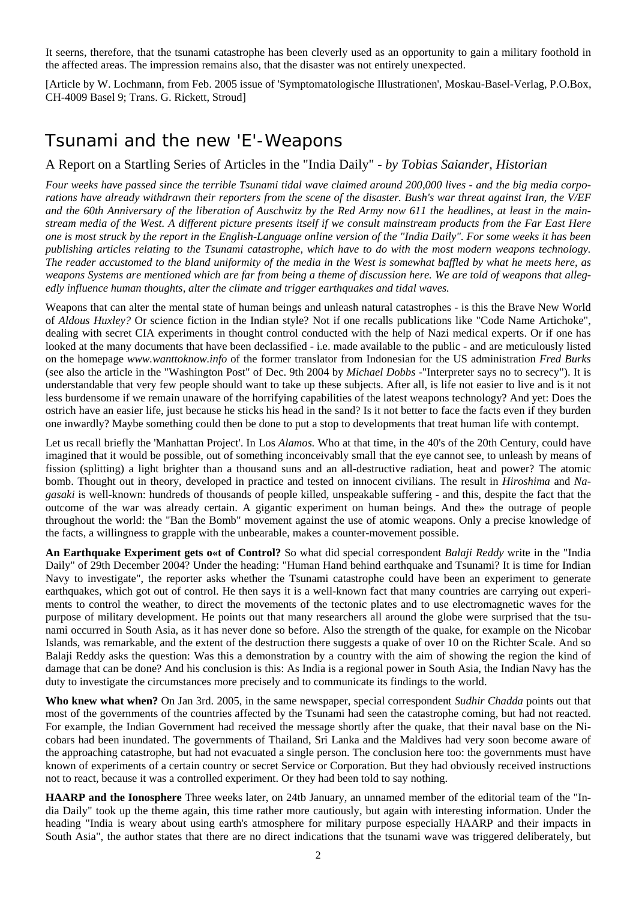It seerns, therefore, that the tsunami catastrophe has been cleverly used as an opportunity to gain a military foothold in the affected areas. The impression remains also, that the disaster was not entirely unexpected.

[Article by W. Lochmann, from Feb. 2005 issue of 'Symptomatologische Illustrationen', Moskau-Basel-Verlag, P.O.Box, CH-4009 Basel 9; Trans. G. Rickett, Stroud]

# Tsunami and the new 'E'-Weapons

## A Report on a Startling Series of Articles in the "India Daily" - *by Tobias Saiander, Historian*

*Four weeks have passed since the terrible Tsunami tidal wave claimed around 200,000 lives - and the big media corporations have already withdrawn their reporters from the scene of the disaster. Bush's war threat against Iran, the V/EF and the 60th Anniversary of the liberation of Auschwitz by the Red Army now 611 the headlines, at least in the mainstream media of the West. A different picture presents itself if we consult mainstream products from the Far East Here one is most struck by the report in the English-Language online version of the "India Daily". For some weeks it has been publishing articles relating to the Tsunami catastrophe, which have to do with the most modern weapons technology. The reader accustomed to the bland uniformity of the media in the West is somewhat baffled by what he meets here, as weapons Systems are mentioned which are far from being a theme of discussion here. We are told of weapons that allegedly influence human thoughts, alter the climate and trigger earthquakes and tidal waves.*

Weapons that can alter the mental state of human beings and unleash natural catastrophes - is this the Brave New World of *Aldous Huxley?* Or science fiction in the Indian style? Not if one recalls publications like "Code Name Artichoke", dealing with secret CIA experiments in thought control conducted with the help of Nazi medical experts. Or if one has looked at the many documents that have been declassified - i.e. made available to the public - and are meticulously listed on the homepage *www.wanttoknow.info* of the former translator from Indonesian for the US administration *Fred Burks* (see also the article in the "Washington Post" of Dec. 9th 2004 by *Michael Dobbs* -"Interpreter says no to secrecy"). It is understandable that very few people should want to take up these subjects. After all, is life not easier to live and is it not less burdensome if we remain unaware of the horrifying capabilities of the latest weapons technology? And yet: Does the ostrich have an easier life, just because he sticks his head in the sand? Is it not better to face the facts even if they burden one inwardly? Maybe something could then be done to put a stop to developments that treat human life with contempt.

Let us recall briefly the 'Manhattan Project'. In Los *Alamos.* Who at that time, in the 40's of the 20th Century, could have imagined that it would be possible, out of something inconceivably small that the eye cannot see, to unleash by means of fission (splitting) a light brighter than a thousand suns and an all-destructive radiation, heat and power? The atomic bomb. Thought out in theory, developed in practice and tested on innocent civilians. The result in *Hiroshima* and *Nagasaki* is well-known: hundreds of thousands of people killed, unspeakable suffering - and this, despite the fact that the outcome of the war was already certain. A gigantic experiment on human beings. And the» the outrage of people throughout the world: the "Ban the Bomb" movement against the use of atomic weapons. Only a precise knowledge of the facts, a willingness to grapple with the unbearable, makes a counter-movement possible.

**An Earthquake Experiment gets o«t of Control?** So what did special correspondent *Balaji Reddy* write in the "India Daily" of 29th December 2004? Under the heading: "Human Hand behind earthquake and Tsunami? It is time for Indian Navy to investigate", the reporter asks whether the Tsunami catastrophe could have been an experiment to generate earthquakes, which got out of control. He then says it is a well-known fact that many countries are carrying out experiments to control the weather, to direct the movements of the tectonic plates and to use electromagnetic waves for the purpose of military development. He points out that many researchers all around the globe were surprised that the tsunami occurred in South Asia, as it has never done so before. Also the strength of the quake, for example on the Nicobar Islands, was remarkable, and the extent of the destruction there suggests a quake of over 10 on the Richter Scale. And so Balaji Reddy asks the question: Was this a demonstration by a country with the aim of showing the region the kind of damage that can be done? And his conclusion is this: As India is a regional power in South Asia, the Indian Navy has the duty to investigate the circumstances more precisely and to communicate its findings to the world.

**Who knew what when?** On Jan 3rd. 2005, in the same newspaper, special correspondent *Sudhir Chadda* points out that most of the governments of the countries affected by the Tsunami had seen the catastrophe coming, but had not reacted. For example, the Indian Government had received the message shortly after the quake, that their naval base on the Nicobars had been inundated. The governments of Thailand, Sri Lanka and the Maldives had very soon become aware of the approaching catastrophe, but had not evacuated a single person. The conclusion here too: the governments must have known of experiments of a certain country or secret Service or Corporation. But they had obviously received instructions not to react, because it was a controlled experiment. Or they had been told to say nothing.

**HAARP and the Ionosphere** Three weeks later, on 24tb January, an unnamed member of the editorial team of the "India Daily" took up the theme again, this time rather more cautiously, but again with interesting information. Under the heading "India is weary about using earth's atmosphere for military purpose especially HAARP and their impacts in South Asia", the author states that there are no direct indications that the tsunami wave was triggered deliberately, but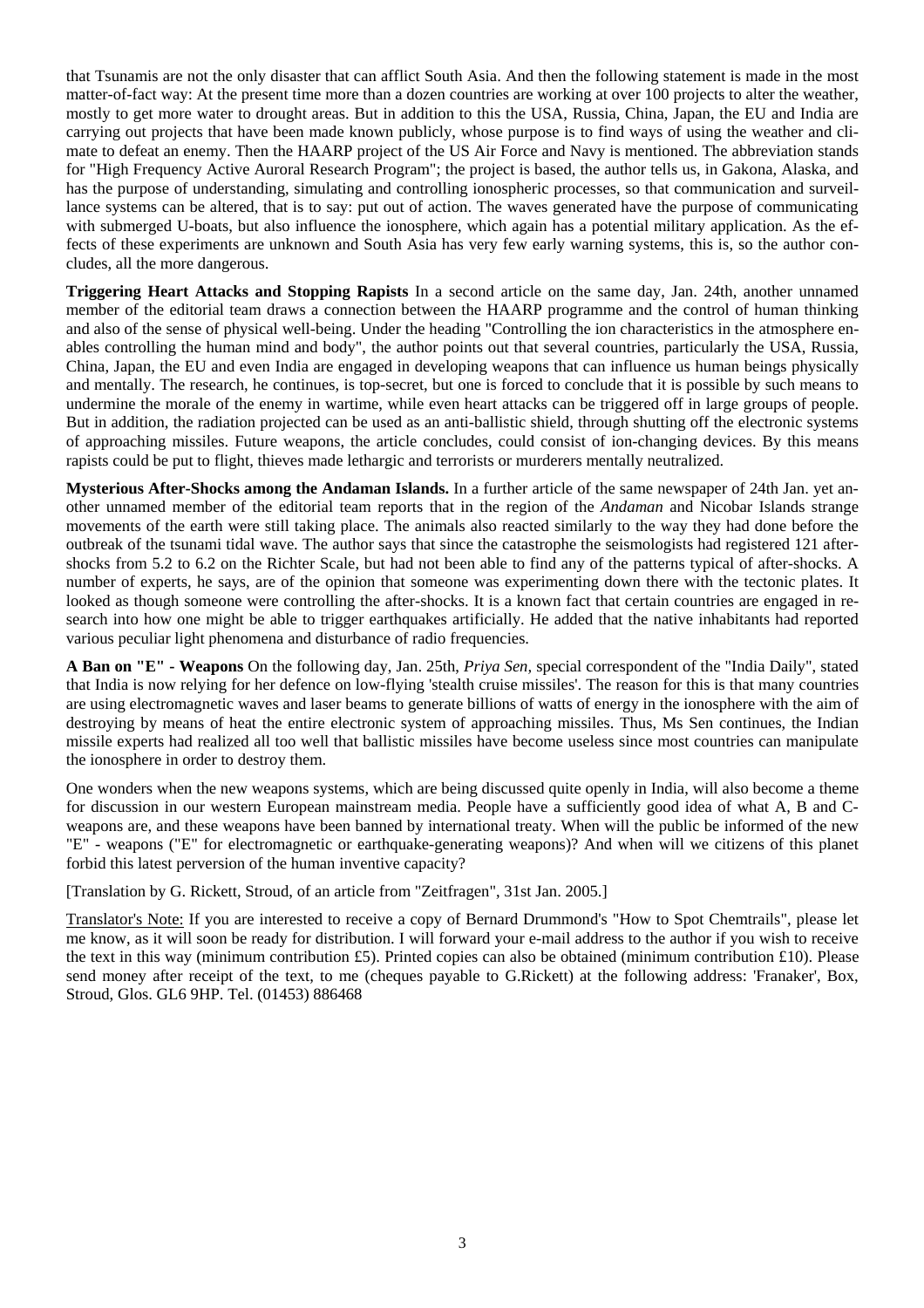that Tsunamis are not the only disaster that can afflict South Asia. And then the following statement is made in the most matter-of-fact way: At the present time more than a dozen countries are working at over 100 projects to alter the weather, mostly to get more water to drought areas. But in addition to this the USA, Russia, China, Japan, the EU and India are carrying out projects that have been made known publicly, whose purpose is to find ways of using the weather and climate to defeat an enemy. Then the HAARP project of the US Air Force and Navy is mentioned. The abbreviation stands for "High Frequency Active Auroral Research Program"; the project is based, the author tells us, in Gakona, Alaska, and has the purpose of understanding, simulating and controlling ionospheric processes, so that communication and surveillance systems can be altered, that is to say: put out of action. The waves generated have the purpose of communicating with submerged U-boats, but also influence the ionosphere, which again has a potential military application. As the effects of these experiments are unknown and South Asia has very few early warning systems, this is, so the author concludes, all the more dangerous.

**Triggering Heart Attacks and Stopping Rapists** In a second article on the same day, Jan. 24th, another unnamed member of the editorial team draws a connection between the HAARP programme and the control of human thinking and also of the sense of physical well-being. Under the heading "Controlling the ion characteristics in the atmosphere enables controlling the human mind and body", the author points out that several countries, particularly the USA, Russia, China, Japan, the EU and even India are engaged in developing weapons that can influence us human beings physically and mentally. The research, he continues, is top-secret, but one is forced to conclude that it is possible by such means to undermine the morale of the enemy in wartime, while even heart attacks can be triggered off in large groups of people. But in addition, the radiation projected can be used as an anti-ballistic shield, through shutting off the electronic systems of approaching missiles. Future weapons, the article concludes, could consist of ion-changing devices. By this means rapists could be put to flight, thieves made lethargic and terrorists or murderers mentally neutralized.

**Mysterious After-Shocks among the Andaman Islands.** In a further article of the same newspaper of 24th Jan. yet another unnamed member of the editorial team reports that in the region of the *Andaman* and Nicobar Islands strange movements of the earth were still taking place. The animals also reacted similarly to the way they had done before the outbreak of the tsunami tidal wave. The author says that since the catastrophe the seismologists had registered 121 after-shocks from 5.2 to 6.2 on the Richter Scale, but had not been able to find any of the patterns typical of after-shocks. A number of experts, he says, are of the opinion that someone was experimenting down there with the tectonic plates. It looked as though someone were controlling the after-shocks. It is a known fact that certain countries are engaged in research into how one might be able to trigger earthquakes artificially. He added that the native inhabitants had reported various peculiar light phenomena and disturbance of radio frequencies.

**A Ban on "E" - Weapons** On the following day, Jan. 25th, *Priya Sen*, special correspondent of the "India Daily", stated that India is now relying for her defence on low-flying 'stealth cruise missiles'. The reason for this is that many countries are using electromagnetic waves and laser beams to generate billions of watts of energy in the ionosphere with the aim of destroying by means of heat the entire electronic system of approaching missiles. Thus, Ms Sen continues, the Indian missile experts had realized all too well that ballistic missiles have become useless since most countries can manipulate the ionosphere in order to destroy them.

One wonders when the new weapons systems, which are being discussed quite openly in India, will also become a theme for discussion in our western European mainstream media. People have a sufficiently good idea of what A, B and C-weapons are, and these weapons have been banned by international treaty. When will the public be informed of the new "E" - weapons ("E" for electromagnetic or earthquake-generating weapons)? And when will we citizens of this planet forbid this latest perversion of the human inventive capacity?

[Translation by G. Rickett, Stroud, of an article from "Zeitfragen", 31st Jan. 2005.]

Translator's Note: If you are interested to receive a copy of Bernard Drummond's "How to Spot Chemtrails", please let me know, as it will soon be ready for distribution. I will forward your e-mail address to the author if you wish to receive the text in this way (minimum contribution £5). Printed copies can also be obtained (minimum contribution £10). Please send money after receipt of the text, to me (cheques payable to G.Rickett) at the following address: 'Franaker', Box, Stroud, Glos. GL6 9HP. Tel. (01453) 886468